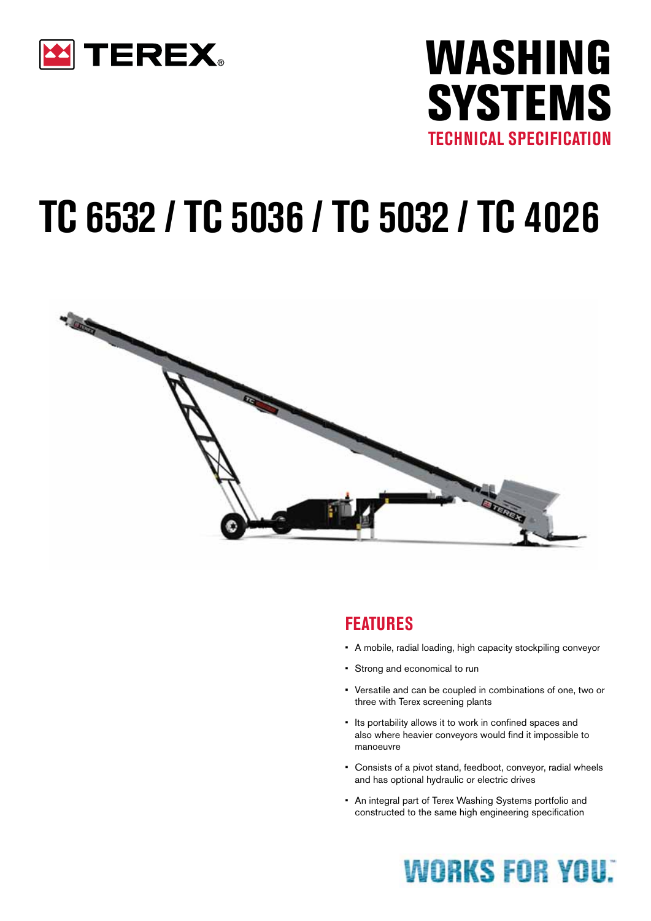TEREX®

# WASHING SYSTEMS

## TECHNICAL SPECIFICATION

# TC 6532 / TC 5036 / TC 5032 / TC 4026

## FEATURES

- A mobile, radial loading, high capacity stockpiling conveyor
- Strong and economical to run
- Versatile and can be coupled in combinations of one, two or three with Terex screening plants
- Its portability allows it to work in confined spaces and also where heavier conveyors would find it impossible to manoeuvre
- Consists of a pivot stand, feedboot, conveyor, radial wheels and has optional hydraulic or electric drives
- An integral part of Terex Washing Systems portfolio and constructed to the same high engineering specification

WORKS FOR YOU.™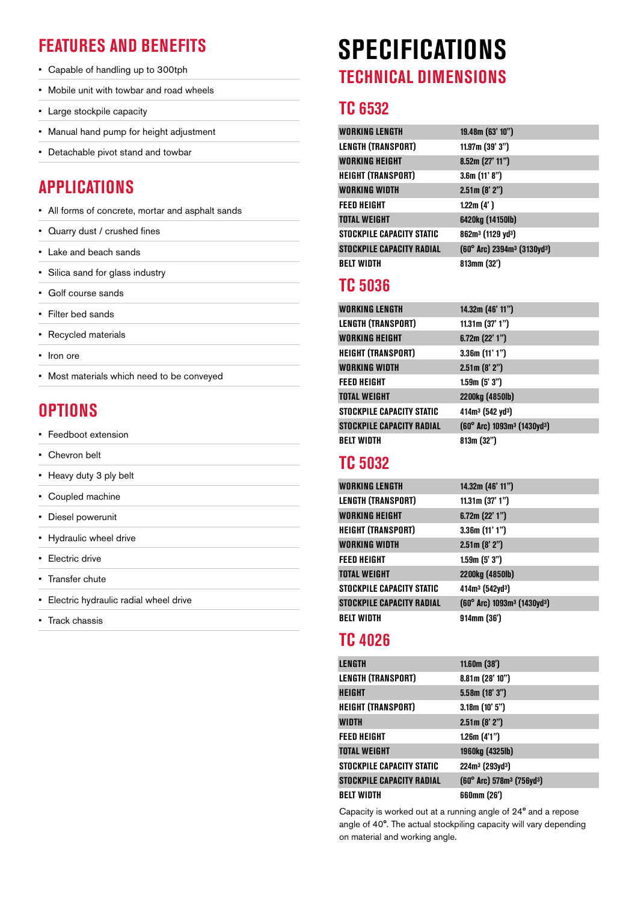## FEATURES AND BENEFITS

- Capable of handling up to 300tph
- Mobile unit with towbar and road wheels
- Large stockpile capacity
- Manual hand pump for height adjustment
- Detachable pivot stand and towbar

## APPLICATIONS

- All forms of concrete, mortar and asphalt sands
- Quarry dust / crushed fines
- Lake and beach sands
- Silica sand for glass industry
- Golf course sands
- Filter bed sands
- Recycled materials
- Iron ore
- Most materials which need to be conveyed

## OPTIONS

- Feedboot extension
- Chevron belt
- Heavy duty 3 ply belt
- Coupled machine
- Diesel powerunit
- Hydraulic wheel drive
- Electric drive
- Transfer chute
- Electric hydraulic radial wheel drive
- Track chassis

# SPECIFICATIONS

## TECHNICAL DIMENSIONS

### TC 6532

| | |
|---|---|
| WORKING LENGTH | 19.48m (63' 10") |
| LENGTH (TRANSPORT) | 11.97m (39' 3") |
| WORKING HEIGHT | 8.52m (27' 11") |
| HEIGHT (TRANSPORT) | 3.6m (11' 8") |
| WORKING WIDTH | 2.51m (8' 2") |
| FEED HEIGHT | 1.22m (4' ) |
| TOTAL WEIGHT | 6420kg (14150lb) |
| STOCKPILE CAPACITY STATIC | 862m³ (1129 yd³) |
| STOCKPILE CAPACITY RADIAL | (60° Arc) 2394m³ (3130yd³) |
| BELT WIDTH | 813mm (32') |

### TC 5036

| | |
|---|---|
| WORKING LENGTH | 14.32m (46' 11") |
| LENGTH (TRANSPORT) | 11.31m (37' 1") |
| WORKING HEIGHT | 6.72m (22' 1") |
| HEIGHT (TRANSPORT) | 3.36m (11' 1") |
| WORKING WIDTH | 2.51m (8' 2") |
| FEED HEIGHT | 1.59m (5' 3") |
| TOTAL WEIGHT | 2200kg (4850lb) |
| STOCKPILE CAPACITY STATIC | 414m³ (542 yd³) |
| STOCKPILE CAPACITY RADIAL | (60° Arc) 1093m³ (1430yd³) |
| BELT WIDTH | 813m (32") |

### TC 5032

| | |
|---|---|
| WORKING LENGTH | 14.32m (46' 11") |
| LENGTH (TRANSPORT) | 11.31m (37' 1") |
| WORKING HEIGHT | 6.72m (22' 1") |
| HEIGHT (TRANSPORT) | 3.36m (11' 1") |
| WORKING WIDTH | 2.51m (8' 2") |
| FEED HEIGHT | 1.59m (5' 3") |
| TOTAL WEIGHT | 2200kg (4850lb) |
| STOCKPILE CAPACITY STATIC | 414m³ (542yd³) |
| STOCKPILE CAPACITY RADIAL | (60° Arc) 1093m³ (1430yd³) |
| BELT WIDTH | 914mm (36') |

### TC 4026

| | |
|---|---|
| LENGTH | 11.60m (38') |
| LENGTH (TRANSPORT) | 8.81m (28' 10") |
| HEIGHT | 5.58m (18' 3") |
| HEIGHT (TRANSPORT) | 3.18m (10' 5") |
| WIDTH | 2.51m (8' 2") |
| FEED HEIGHT | 1.26m (4'1") |
| TOTAL WEIGHT | 1960kg (4325lb) |
| STOCKPILE CAPACITY STATIC | 224m³ (293yd³) |
| STOCKPILE CAPACITY RADIAL | (60° Arc) 578m³ (756yd³) |
| BELT WIDTH | 660mm (26') |

Capacity is worked out at a running angle of 24° and a repose angle of 40°. The actual stockpiling capacity will vary depending on material and working angle.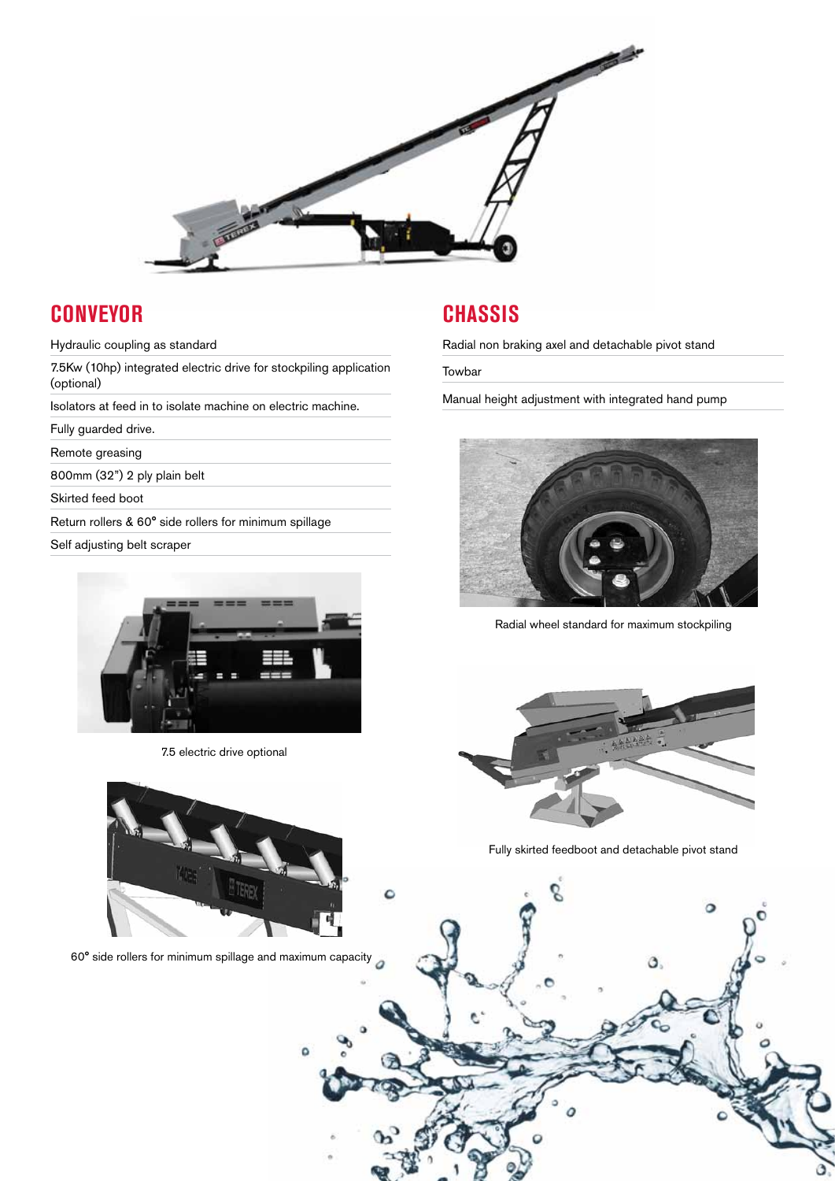## CONVEYOR

- Hydraulic coupling as standard
- 7.5Kw (10hp) integrated electric drive for stockpiling application (optional)
- Isolators at feed in to isolate machine on electric machine.
- Fully guarded drive.
- Remote greasing
- 800mm (32") 2 ply plain belt
- Skirted feed boot
- Return rollers & 60° side rollers for minimum spillage
- Self adjusting belt scraper

7.5 electric drive optional

60° side rollers for minimum spillage and maximum capacity

## CHASSIS

- Radial non braking axel and detachable pivot stand
- Towbar
- Manual height adjustment with integrated hand pump

Radial wheel standard for maximum stockpiling

Fully skirted feedboot and detachable pivot stand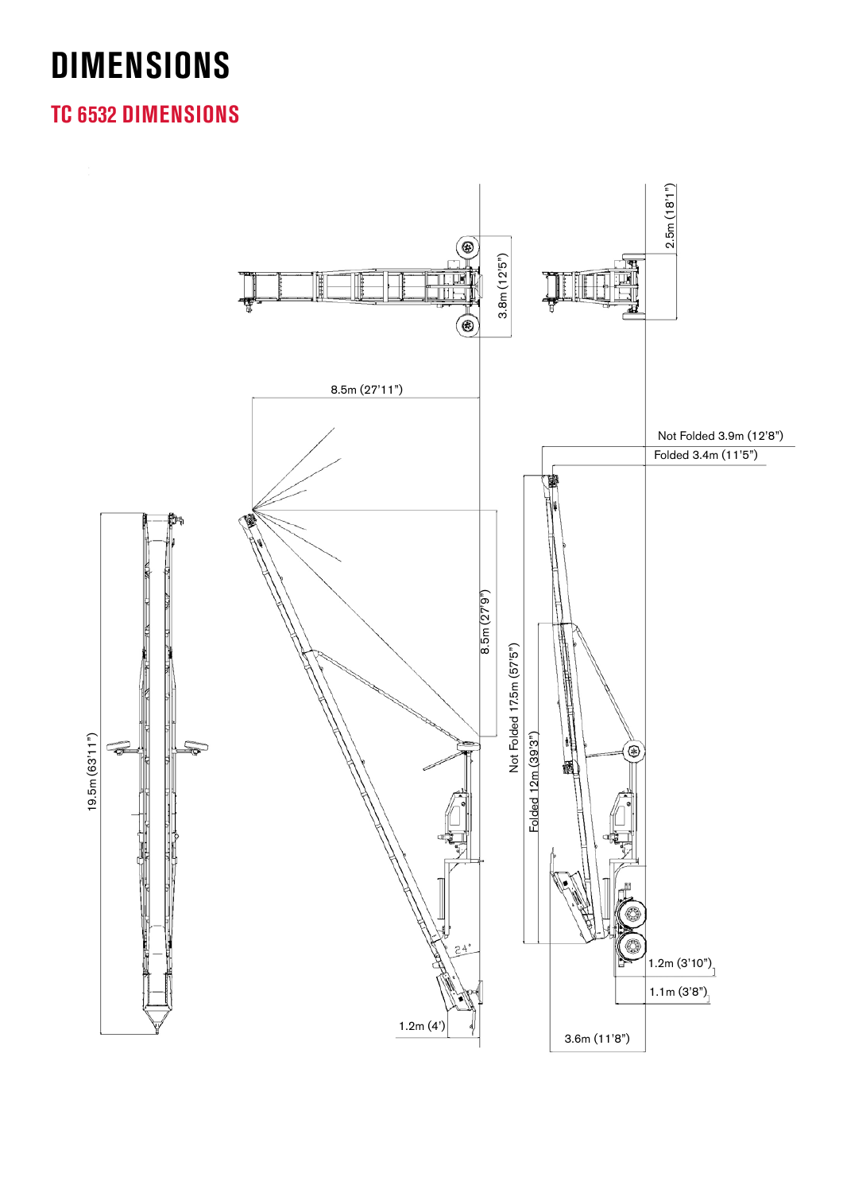# DIMENSIONS

## TC 6532 DIMENSIONS

3.8m (12'5")

2.5m (18'1")

8.5m (27'11")

Not Folded 3.9m (12'8")

Folded 3.4m (11'5")

8.5m (27'9")

Not Folded 17.5m (57'5")

Folded 12m (39'3")

19.5m (63'11")

24°

1.2m (3'10")

1.1m (3'8")

1.2m (4')

3.6m (11'8")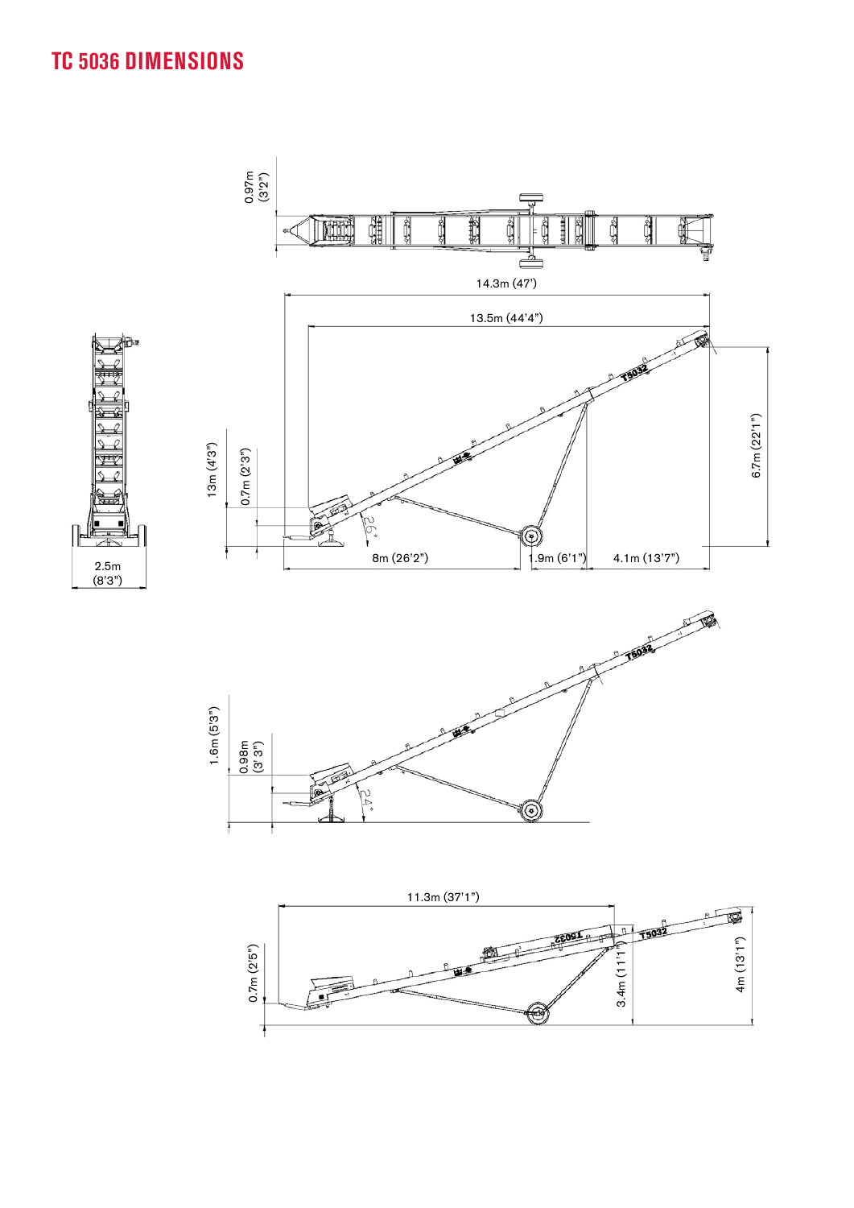# TC 5036 DIMENSIONS

0.97m (3'2")

14.3m (47')

13.5m (44'4")

13m (4'3")

0.7m (2'3")

26°

6.7m (22'1")

8m (26'2")

1.9m (6'1")

4.1m (13'7")

2.5m (8'3")

1.6m (5'3")

0.98m (3' 3")

24°

11.3m (37'1")

0.7m (2'5")

3.4m (11'1")

4m (13'1")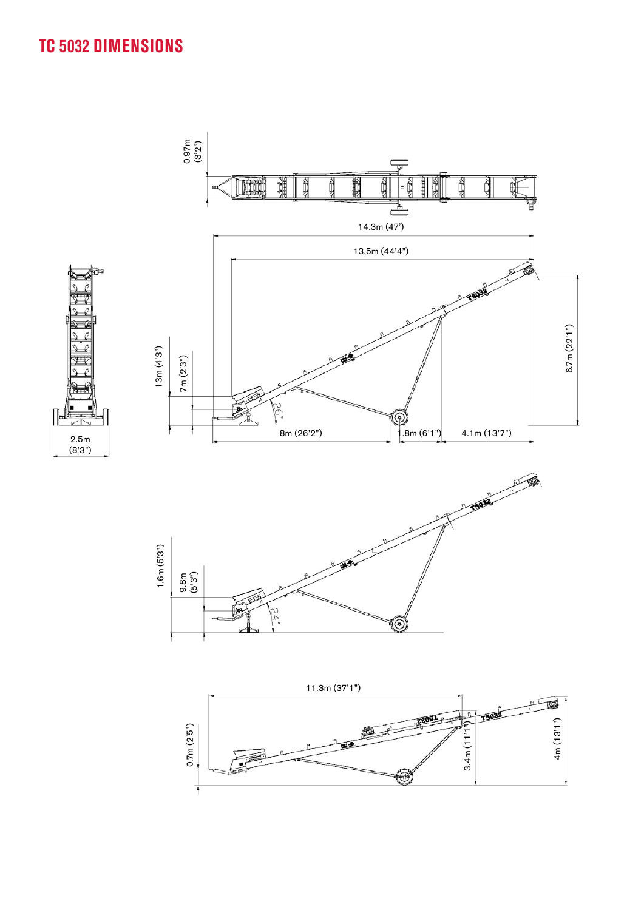# TC 5032 DIMENSIONS

0.97m (3'2")

14.3m (47')

13.5m (44'4")

13m (4'3")

7m (2'3")

26°

6.7m (22'1")

8m (26'2")

1.8m (6'1")

4.1m (13'7")

2.5m (8'3")

1.6m (5'3")

9.8m (5'3")

24°

11.3m (37'1")

0.7m (2'5")

3.4m (11'1")

4m (13'1")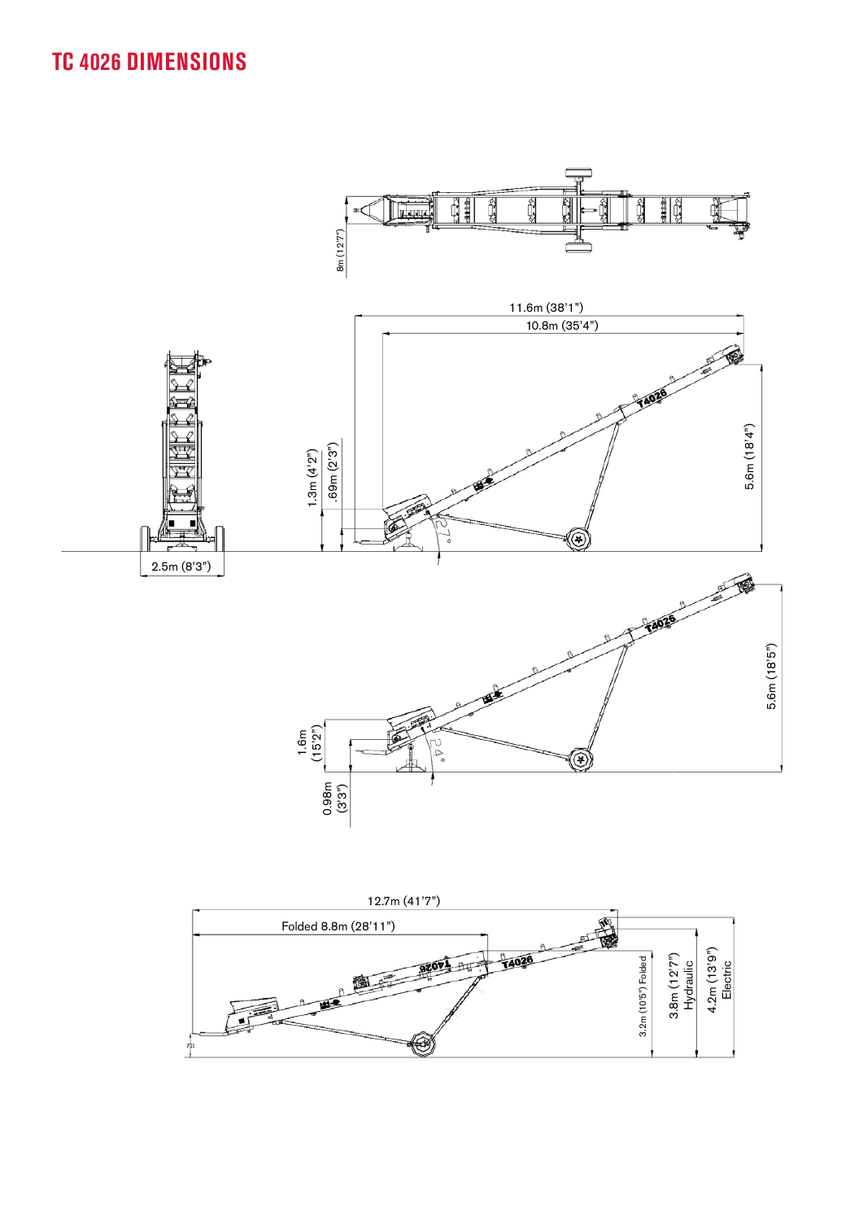# TC 4026 DIMENSIONS

8m (12'7")

11.6m (38'1")

10.8m (35'4")

1.3m (4'2")

.69m (2'3")

5.6m (18'4")

27°

2.5m (8'3")

1.6m (15'2")

0.98m (3'3")

24°

5.6m (18'5")

12.7m (41'7")

Folded 8.8m (28'11")

3.2m (10'5") Folded

3.8m (12'7") Hydraulic

4.2m (13'9") Electric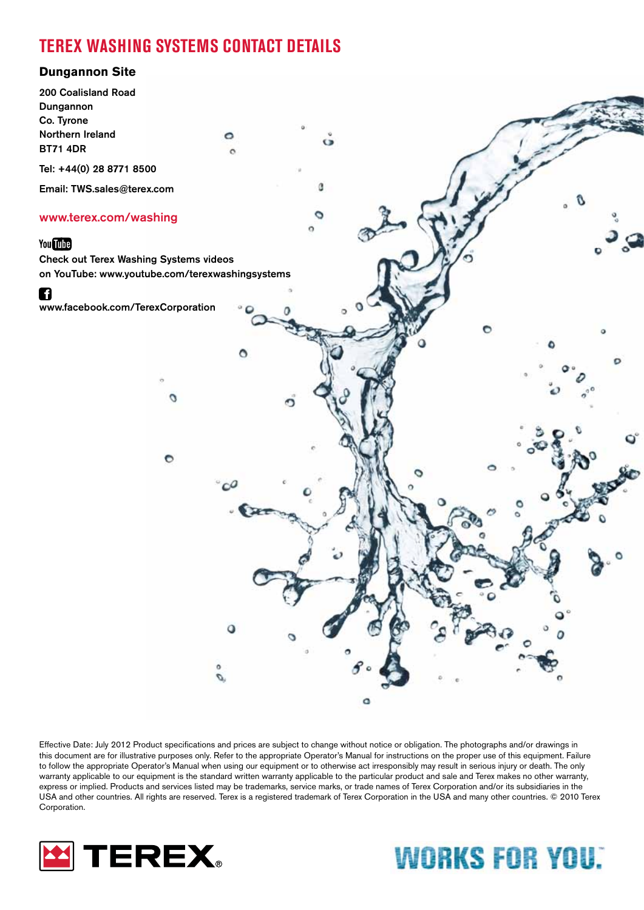# TEREX WASHING SYSTEMS CONTACT DETAILS

## Dungannon Site

200 Coalisland Road
Dungannon
Co. Tyrone
Northern Ireland
BT71 4DR

Tel: +44(0) 28 8771 8500

Email: TWS.sales@terex.com

www.terex.com/washing

YouTube
Check out Terex Washing Systems videos
on YouTube: www.youtube.com/terexwashingsystems

www.facebook.com/TerexCorporation

Effective Date: July 2012 Product specifications and prices are subject to change without notice or obligation. The photographs and/or drawings in this document are for illustrative purposes only. Refer to the appropriate Operator's Manual for instructions on the proper use of this equipment. Failure to follow the appropriate Operator's Manual when using our equipment or to otherwise act irresponsibly may result in serious injury or death. The only warranty applicable to our equipment is the standard written warranty applicable to the particular product and sale and Terex makes no other warranty, express or implied. Products and services listed may be trademarks, service marks, or trade names of Terex Corporation and/or its subsidiaries in the USA and other countries. All rights are reserved. Terex is a registered trademark of Terex Corporation in the USA and many other countries. © 2010 Terex Corporation.

TEREX®

WORKS FOR YOU.™